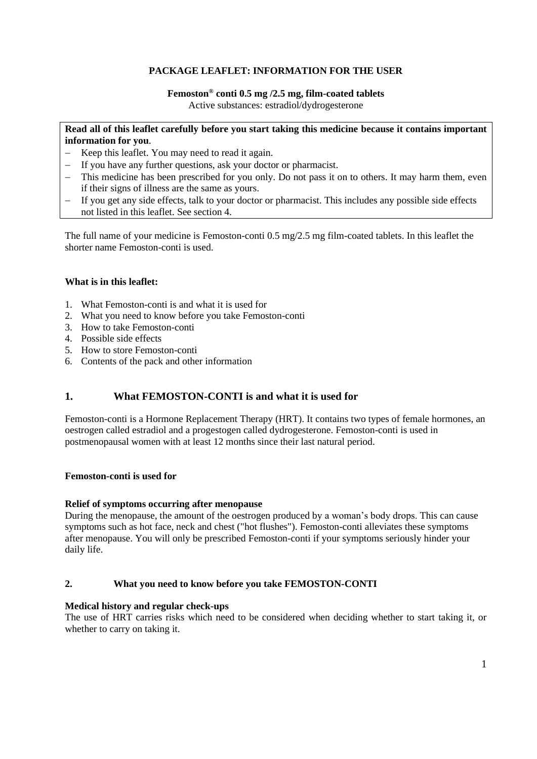**PACKAGE LEAFLET: INFORMATION FOR THE USER**

**Femoston® conti 0.5 mg /2.5 mg, film-coated tablets**
Active substances: estradiol/dydrogesterone

**Read all of this leaflet carefully before you start taking this medicine because it contains important information for you**.

- Keep this leaflet. You may need to read it again.
- If you have any further questions, ask your doctor or pharmacist.
- This medicine has been prescribed for you only. Do not pass it on to others. It may harm them, even if their signs of illness are the same as yours.
- If you get any side effects, talk to your doctor or pharmacist. This includes any possible side effects not listed in this leaflet. See section 4.

The full name of your medicine is Femoston-conti 0.5 mg/2.5 mg film-coated tablets. In this leaflet the shorter name Femoston-conti is used.

**What is in this leaflet:**

1. What Femoston-conti is and what it is used for
2. What you need to know before you take Femoston-conti
3. How to take Femoston-conti
4. Possible side effects
5. How to store Femoston-conti
6. Contents of the pack and other information

## 1. What FEMOSTON-CONTI is and what it is used for

Femoston-conti is a Hormone Replacement Therapy (HRT). It contains two types of female hormones, an oestrogen called estradiol and a progestogen called dydrogesterone. Femoston-conti is used in postmenopausal women with at least 12 months since their last natural period.

**Femoston-conti is used for**

**Relief of symptoms occurring after menopause**
During the menopause, the amount of the oestrogen produced by a woman's body drops. This can cause symptoms such as hot face, neck and chest ("hot flushes"). Femoston-conti alleviates these symptoms after menopause. You will only be prescribed Femoston-conti if your symptoms seriously hinder your daily life.

## 2. What you need to know before you take FEMOSTON-CONTI

**Medical history and regular check-ups**
The use of HRT carries risks which need to be considered when deciding whether to start taking it, or whether to carry on taking it.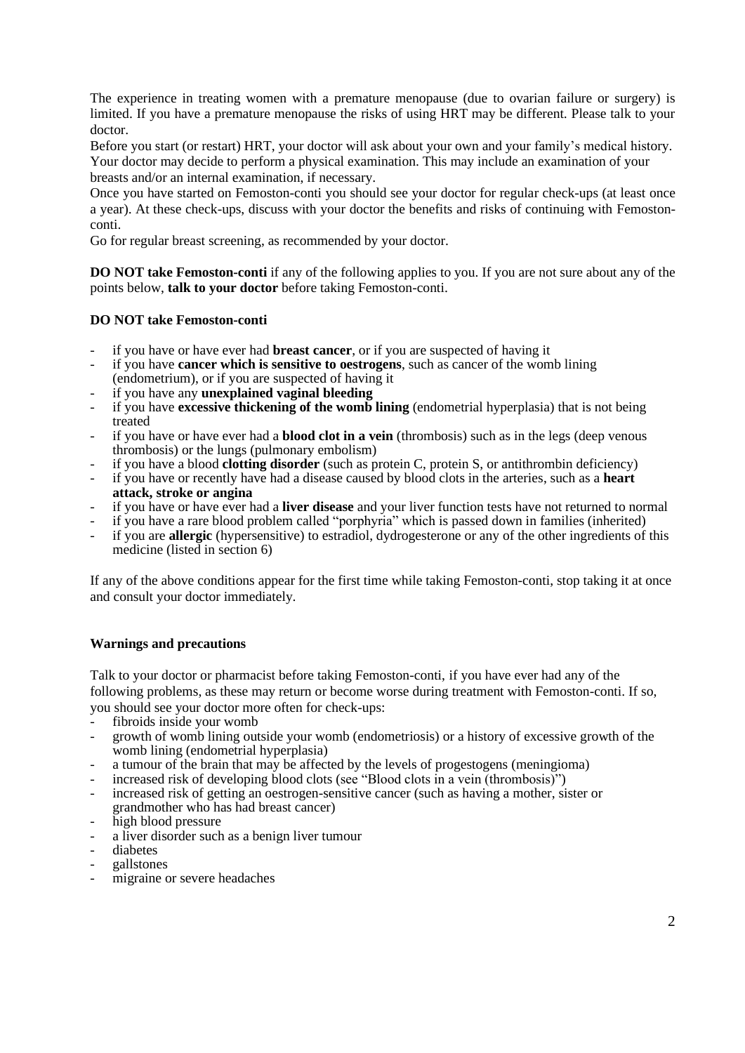The experience in treating women with a premature menopause (due to ovarian failure or surgery) is limited. If you have a premature menopause the risks of using HRT may be different. Please talk to your doctor.

Before you start (or restart) HRT, your doctor will ask about your own and your family's medical history. Your doctor may decide to perform a physical examination. This may include an examination of your breasts and/or an internal examination, if necessary.

Once you have started on Femoston-conti you should see your doctor for regular check-ups (at least once a year). At these check-ups, discuss with your doctor the benefits and risks of continuing with Femoston-conti.

Go for regular breast screening, as recommended by your doctor.

**DO NOT take Femoston-conti** if any of the following applies to you. If you are not sure about any of the points below, **talk to your doctor** before taking Femoston-conti.

**DO NOT take Femoston-conti**

- if you have or have ever had **breast cancer**, or if you are suspected of having it
- if you have **cancer which is sensitive to oestrogens**, such as cancer of the womb lining (endometrium), or if you are suspected of having it
- if you have any **unexplained vaginal bleeding**
- if you have **excessive thickening of the womb lining** (endometrial hyperplasia) that is not being treated
- if you have or have ever had a **blood clot in a vein** (thrombosis) such as in the legs (deep venous thrombosis) or the lungs (pulmonary embolism)
- if you have a blood **clotting disorder** (such as protein C, protein S, or antithrombin deficiency)
- if you have or recently have had a disease caused by blood clots in the arteries, such as a **heart attack, stroke or angina**
- if you have or have ever had a **liver disease** and your liver function tests have not returned to normal
- if you have a rare blood problem called "porphyria" which is passed down in families (inherited)
- if you are **allergic** (hypersensitive) to estradiol, dydrogesterone or any of the other ingredients of this medicine (listed in section 6)

If any of the above conditions appear for the first time while taking Femoston-conti, stop taking it at once and consult your doctor immediately.

**Warnings and precautions**

Talk to your doctor or pharmacist before taking Femoston-conti, if you have ever had any of the following problems, as these may return or become worse during treatment with Femoston-conti. If so, you should see your doctor more often for check-ups:

- fibroids inside your womb
- growth of womb lining outside your womb (endometriosis) or a history of excessive growth of the womb lining (endometrial hyperplasia)
- a tumour of the brain that may be affected by the levels of progestogens (meningioma)
- increased risk of developing blood clots (see "Blood clots in a vein (thrombosis)")
- increased risk of getting an oestrogen-sensitive cancer (such as having a mother, sister or grandmother who has had breast cancer)
- high blood pressure
- a liver disorder such as a benign liver tumour
- diabetes
- gallstones
- migraine or severe headaches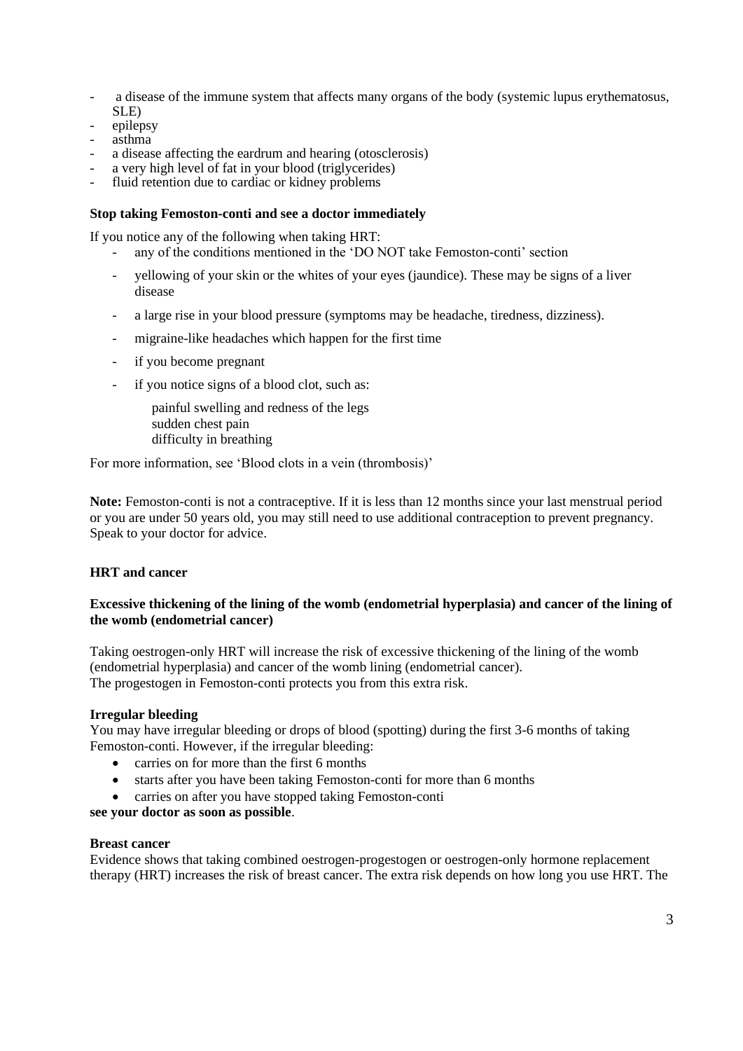- a disease of the immune system that affects many organs of the body (systemic lupus erythematosus, SLE)
- epilepsy
- asthma
- a disease affecting the eardrum and hearing (otosclerosis)
- a very high level of fat in your blood (triglycerides)
- fluid retention due to cardiac or kidney problems

**Stop taking Femoston-conti and see a doctor immediately**

If you notice any of the following when taking HRT:

- any of the conditions mentioned in the 'DO NOT take Femoston-conti' section
- yellowing of your skin or the whites of your eyes (jaundice). These may be signs of a liver disease
- a large rise in your blood pressure (symptoms may be headache, tiredness, dizziness).
- migraine-like headaches which happen for the first time
- if you become pregnant
- if you notice signs of a blood clot, such as:

  painful swelling and redness of the legs
  sudden chest pain
  difficulty in breathing

For more information, see 'Blood clots in a vein (thrombosis)'

**Note:** Femoston-conti is not a contraceptive. If it is less than 12 months since your last menstrual period or you are under 50 years old, you may still need to use additional contraception to prevent pregnancy. Speak to your doctor for advice.

**HRT and cancer**

**Excessive thickening of the lining of the womb (endometrial hyperplasia) and cancer of the lining of the womb (endometrial cancer)**

Taking oestrogen-only HRT will increase the risk of excessive thickening of the lining of the womb (endometrial hyperplasia) and cancer of the womb lining (endometrial cancer).
The progestogen in Femoston-conti protects you from this extra risk.

**Irregular bleeding**
You may have irregular bleeding or drops of blood (spotting) during the first 3-6 months of taking Femoston-conti. However, if the irregular bleeding:

- carries on for more than the first 6 months
- starts after you have been taking Femoston-conti for more than 6 months
- carries on after you have stopped taking Femoston-conti

**see your doctor as soon as possible**.

**Breast cancer**
Evidence shows that taking combined oestrogen-progestogen or oestrogen-only hormone replacement therapy (HRT) increases the risk of breast cancer. The extra risk depends on how long you use HRT. The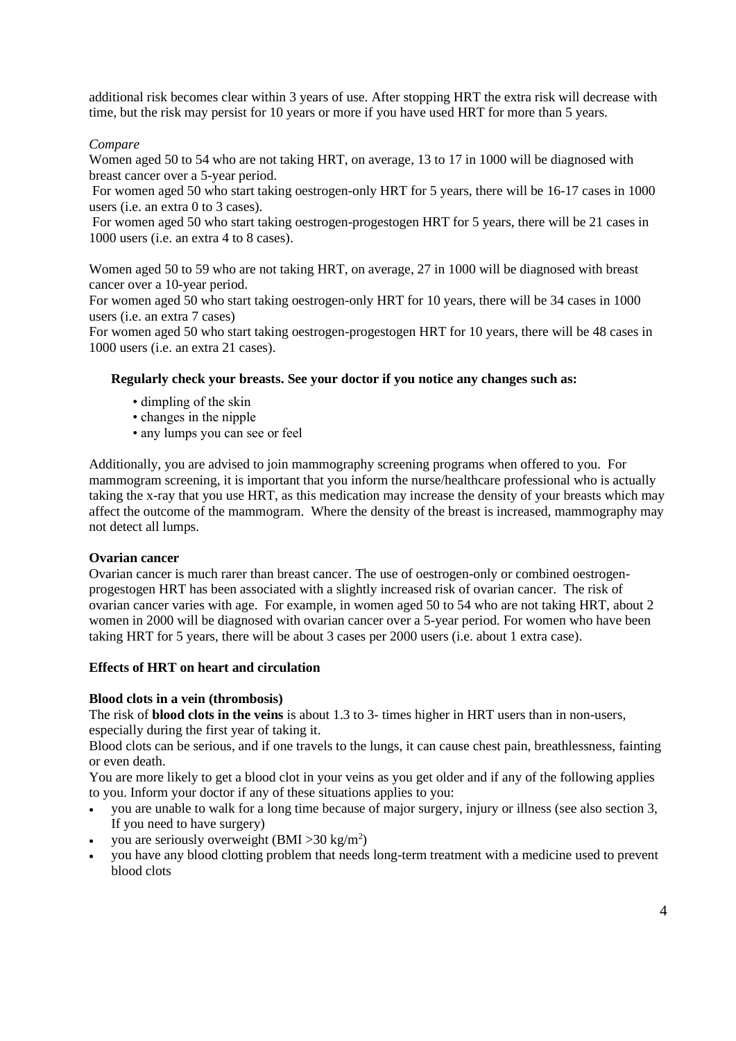additional risk becomes clear within 3 years of use. After stopping HRT the extra risk will decrease with time, but the risk may persist for 10 years or more if you have used HRT for more than 5 years.

*Compare*

Women aged 50 to 54 who are not taking HRT, on average, 13 to 17 in 1000 will be diagnosed with breast cancer over a 5-year period.

For women aged 50 who start taking oestrogen-only HRT for 5 years, there will be 16-17 cases in 1000 users (i.e. an extra 0 to 3 cases).

For women aged 50 who start taking oestrogen-progestogen HRT for 5 years, there will be 21 cases in 1000 users (i.e. an extra 4 to 8 cases).

Women aged 50 to 59 who are not taking HRT, on average, 27 in 1000 will be diagnosed with breast cancer over a 10-year period.

For women aged 50 who start taking oestrogen-only HRT for 10 years, there will be 34 cases in 1000 users (i.e. an extra 7 cases)

For women aged 50 who start taking oestrogen-progestogen HRT for 10 years, there will be 48 cases in 1000 users (i.e. an extra 21 cases).

**Regularly check your breasts. See your doctor if you notice any changes such as:**

- dimpling of the skin
- changes in the nipple
- any lumps you can see or feel

Additionally, you are advised to join mammography screening programs when offered to you. For mammogram screening, it is important that you inform the nurse/healthcare professional who is actually taking the x-ray that you use HRT, as this medication may increase the density of your breasts which may affect the outcome of the mammogram. Where the density of the breast is increased, mammography may not detect all lumps.

**Ovarian cancer**

Ovarian cancer is much rarer than breast cancer. The use of oestrogen-only or combined oestrogen-progestogen HRT has been associated with a slightly increased risk of ovarian cancer. The risk of ovarian cancer varies with age. For example, in women aged 50 to 54 who are not taking HRT, about 2 women in 2000 will be diagnosed with ovarian cancer over a 5-year period. For women who have been taking HRT for 5 years, there will be about 3 cases per 2000 users (i.e. about 1 extra case).

**Effects of HRT on heart and circulation**

**Blood clots in a vein (thrombosis)**

The risk of **blood clots in the veins** is about 1.3 to 3- times higher in HRT users than in non-users, especially during the first year of taking it.

Blood clots can be serious, and if one travels to the lungs, it can cause chest pain, breathlessness, fainting or even death.

You are more likely to get a blood clot in your veins as you get older and if any of the following applies to you. Inform your doctor if any of these situations applies to you:

- you are unable to walk for a long time because of major surgery, injury or illness (see also section 3, If you need to have surgery)
- you are seriously overweight (BMI >30 $kg/m^2$)
- you have any blood clotting problem that needs long-term treatment with a medicine used to prevent blood clots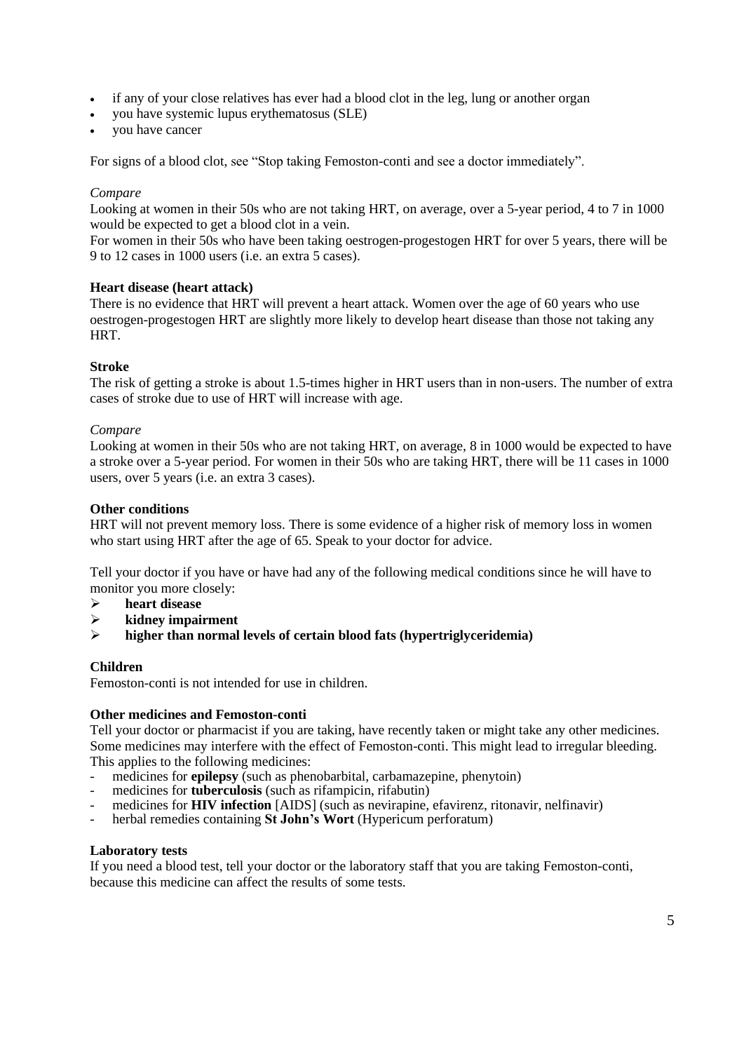- if any of your close relatives has ever had a blood clot in the leg, lung or another organ
- you have systemic lupus erythematosus (SLE)
- you have cancer

For signs of a blood clot, see "Stop taking Femoston-conti and see a doctor immediately".

*Compare*

Looking at women in their 50s who are not taking HRT, on average, over a 5-year period, 4 to 7 in 1000 would be expected to get a blood clot in a vein.
For women in their 50s who have been taking oestrogen-progestogen HRT for over 5 years, there will be 9 to 12 cases in 1000 users (i.e. an extra 5 cases).

**Heart disease (heart attack)**

There is no evidence that HRT will prevent a heart attack. Women over the age of 60 years who use oestrogen-progestogen HRT are slightly more likely to develop heart disease than those not taking any HRT.

**Stroke**

The risk of getting a stroke is about 1.5-times higher in HRT users than in non-users. The number of extra cases of stroke due to use of HRT will increase with age.

*Compare*

Looking at women in their 50s who are not taking HRT, on average, 8 in 1000 would be expected to have a stroke over a 5-year period. For women in their 50s who are taking HRT, there will be 11 cases in 1000 users, over 5 years (i.e. an extra 3 cases).

**Other conditions**

HRT will not prevent memory loss. There is some evidence of a higher risk of memory loss in women who start using HRT after the age of 65. Speak to your doctor for advice.

Tell your doctor if you have or have had any of the following medical conditions since he will have to monitor you more closely:

- **heart disease**
- **kidney impairment**
- **higher than normal levels of certain blood fats (hypertriglyceridemia)**

**Children**

Femoston-conti is not intended for use in children.

**Other medicines and Femoston-conti**

Tell your doctor or pharmacist if you are taking, have recently taken or might take any other medicines. Some medicines may interfere with the effect of Femoston-conti. This might lead to irregular bleeding. This applies to the following medicines:

- medicines for **epilepsy** (such as phenobarbital, carbamazepine, phenytoin)
- medicines for **tuberculosis** (such as rifampicin, rifabutin)
- medicines for **HIV infection** [AIDS] (such as nevirapine, efavirenz, ritonavir, nelfinavir)
- herbal remedies containing **St John's Wort** (Hypericum perforatum)

**Laboratory tests**

If you need a blood test, tell your doctor or the laboratory staff that you are taking Femoston-conti, because this medicine can affect the results of some tests.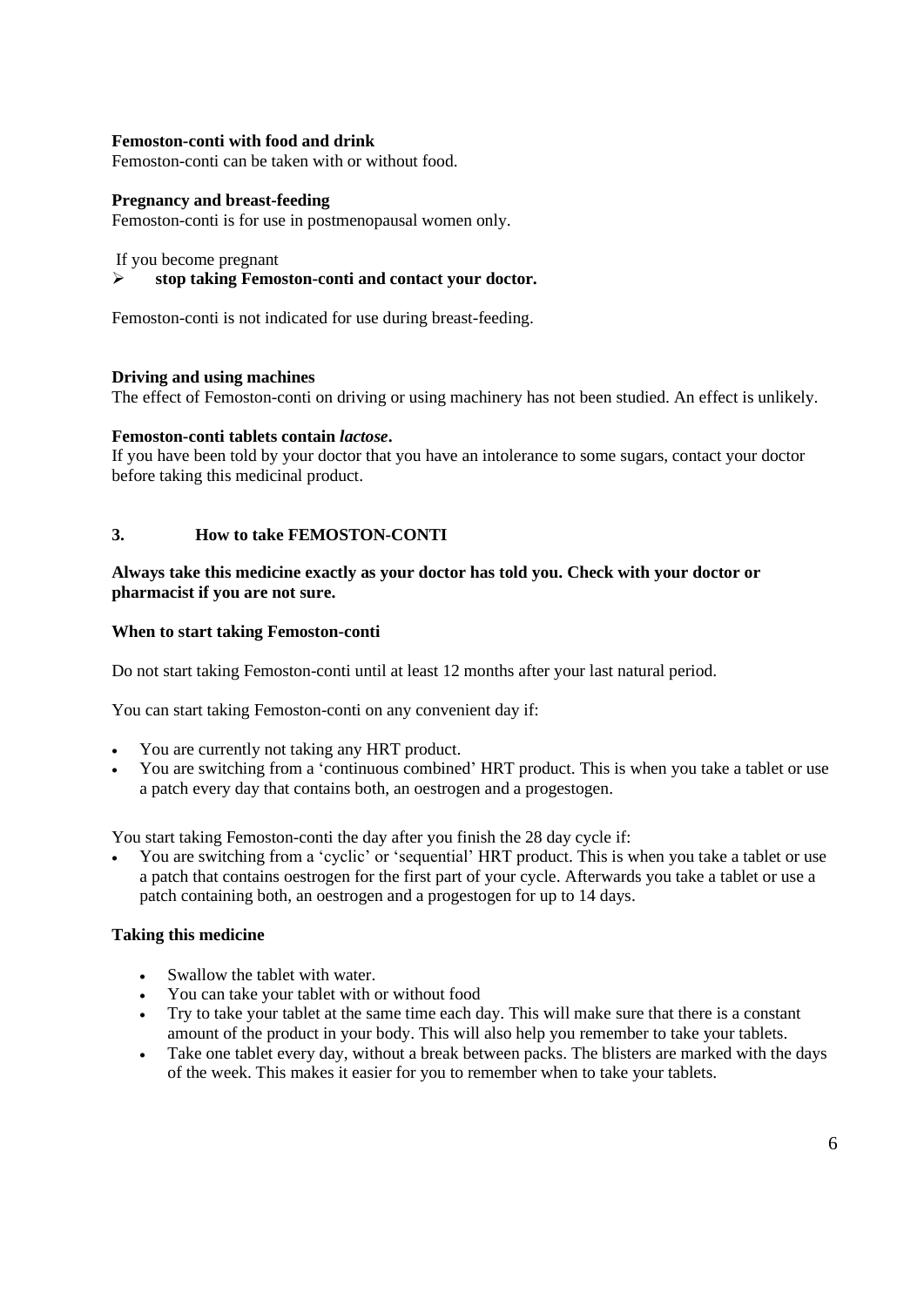**Femoston-conti with food and drink**

Femoston-conti can be taken with or without food.

**Pregnancy and breast-feeding**

Femoston-conti is for use in postmenopausal women only.

If you become pregnant

- ➢ **stop taking Femoston-conti and contact your doctor.**

Femoston-conti is not indicated for use during breast-feeding.

**Driving and using machines**

The effect of Femoston-conti on driving or using machinery has not been studied. An effect is unlikely.

**Femoston-conti tablets contain *lactose*.**

If you have been told by your doctor that you have an intolerance to some sugars, contact your doctor before taking this medicinal product.

## 3. How to take FEMOSTON-CONTI

**Always take this medicine exactly as your doctor has told you. Check with your doctor or pharmacist if you are not sure.**

**When to start taking Femoston-conti**

Do not start taking Femoston-conti until at least 12 months after your last natural period.

You can start taking Femoston-conti on any convenient day if:

- You are currently not taking any HRT product.
- You are switching from a 'continuous combined' HRT product. This is when you take a tablet or use a patch every day that contains both, an oestrogen and a progestogen.

You start taking Femoston-conti the day after you finish the 28 day cycle if:

- You are switching from a 'cyclic' or 'sequential' HRT product. This is when you take a tablet or use a patch that contains oestrogen for the first part of your cycle. Afterwards you take a tablet or use a patch containing both, an oestrogen and a progestogen for up to 14 days.

**Taking this medicine**

- Swallow the tablet with water.
- You can take your tablet with or without food
- Try to take your tablet at the same time each day. This will make sure that there is a constant amount of the product in your body. This will also help you remember to take your tablets.
- Take one tablet every day, without a break between packs. The blisters are marked with the days of the week. This makes it easier for you to remember when to take your tablets.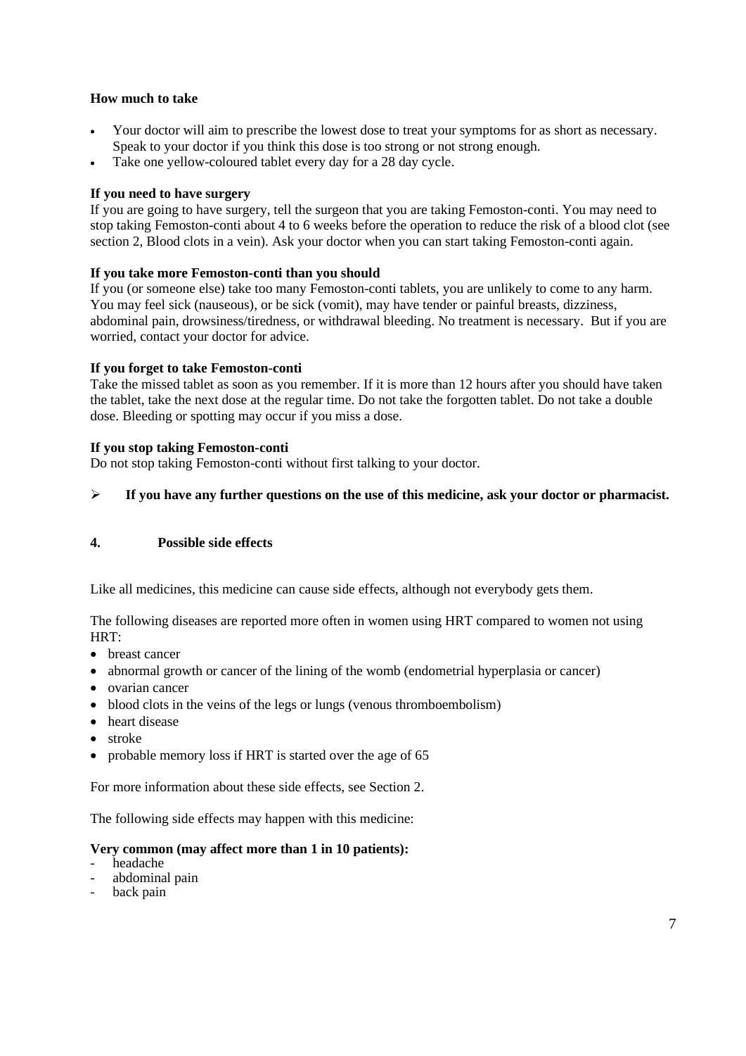**How much to take**

- Your doctor will aim to prescribe the lowest dose to treat your symptoms for as short as necessary. Speak to your doctor if you think this dose is too strong or not strong enough.
- Take one yellow-coloured tablet every day for a 28 day cycle.

**If you need to have surgery**

If you are going to have surgery, tell the surgeon that you are taking Femoston-conti. You may need to stop taking Femoston-conti about 4 to 6 weeks before the operation to reduce the risk of a blood clot (see section 2, Blood clots in a vein). Ask your doctor when you can start taking Femoston-conti again.

**If you take more Femoston-conti than you should**

If you (or someone else) take too many Femoston-conti tablets, you are unlikely to come to any harm. You may feel sick (nauseous), or be sick (vomit), may have tender or painful breasts, dizziness, abdominal pain, drowsiness/tiredness, or withdrawal bleeding. No treatment is necessary. But if you are worried, contact your doctor for advice.

**If you forget to take Femoston-conti**

Take the missed tablet as soon as you remember. If it is more than 12 hours after you should have taken the tablet, take the next dose at the regular time. Do not take the forgotten tablet. Do not take a double dose. Bleeding or spotting may occur if you miss a dose.

**If you stop taking Femoston-conti**

Do not stop taking Femoston-conti without first talking to your doctor.

➢ **If you have any further questions on the use of this medicine, ask your doctor or pharmacist.**

## 4. Possible side effects

Like all medicines, this medicine can cause side effects, although not everybody gets them.

The following diseases are reported more often in women using HRT compared to women not using HRT:

- breast cancer
- abnormal growth or cancer of the lining of the womb (endometrial hyperplasia or cancer)
- ovarian cancer
- blood clots in the veins of the legs or lungs (venous thromboembolism)
- heart disease
- stroke
- probable memory loss if HRT is started over the age of 65

For more information about these side effects, see Section 2.

The following side effects may happen with this medicine:

**Very common (may affect more than 1 in 10 patients):**

- headache
- abdominal pain
- back pain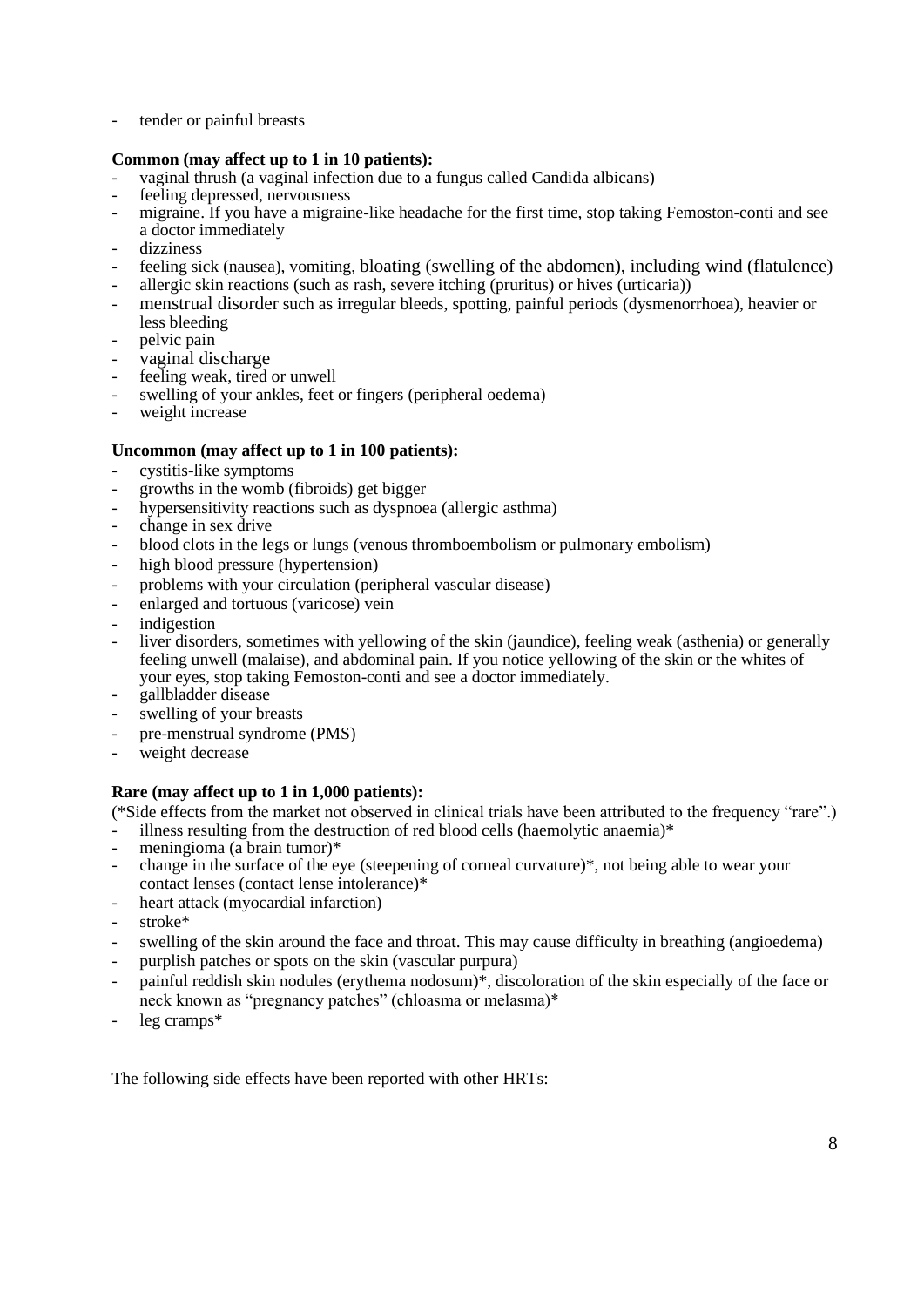- tender or painful breasts

**Common (may affect up to 1 in 10 patients):**

- vaginal thrush (a vaginal infection due to a fungus called Candida albicans)
- feeling depressed, nervousness
- migraine. If you have a migraine-like headache for the first time, stop taking Femoston-conti and see a doctor immediately
- dizziness
- feeling sick (nausea), vomiting, bloating (swelling of the abdomen), including wind (flatulence)
- allergic skin reactions (such as rash, severe itching (pruritus) or hives (urticaria))
- menstrual disorder such as irregular bleeds, spotting, painful periods (dysmenorrhoea), heavier or less bleeding
- pelvic pain
- vaginal discharge
- feeling weak, tired or unwell
- swelling of your ankles, feet or fingers (peripheral oedema)
- weight increase

**Uncommon (may affect up to 1 in 100 patients):**

- cystitis-like symptoms
- growths in the womb (fibroids) get bigger
- hypersensitivity reactions such as dyspnoea (allergic asthma)
- change in sex drive
- blood clots in the legs or lungs (venous thromboembolism or pulmonary embolism)
- high blood pressure (hypertension)
- problems with your circulation (peripheral vascular disease)
- enlarged and tortuous (varicose) vein
- indigestion
- liver disorders, sometimes with yellowing of the skin (jaundice), feeling weak (asthenia) or generally feeling unwell (malaise), and abdominal pain. If you notice yellowing of the skin or the whites of your eyes, stop taking Femoston-conti and see a doctor immediately.
- gallbladder disease
- swelling of your breasts
- pre-menstrual syndrome (PMS)
- weight decrease

**Rare (may affect up to 1 in 1,000 patients):**

(*Side effects from the market not observed in clinical trials have been attributed to the frequency "rare".)

- illness resulting from the destruction of red blood cells (haemolytic anaemia)*
- meningioma (a brain tumor)*
- change in the surface of the eye (steepening of corneal curvature)*, not being able to wear your contact lenses (contact lense intolerance)*
- heart attack (myocardial infarction)
- stroke*
- swelling of the skin around the face and throat. This may cause difficulty in breathing (angioedema)
- purplish patches or spots on the skin (vascular purpura)
- painful reddish skin nodules (erythema nodosum)*, discoloration of the skin especially of the face or neck known as "pregnancy patches" (chloasma or melasma)*
- leg cramps*

The following side effects have been reported with other HRTs: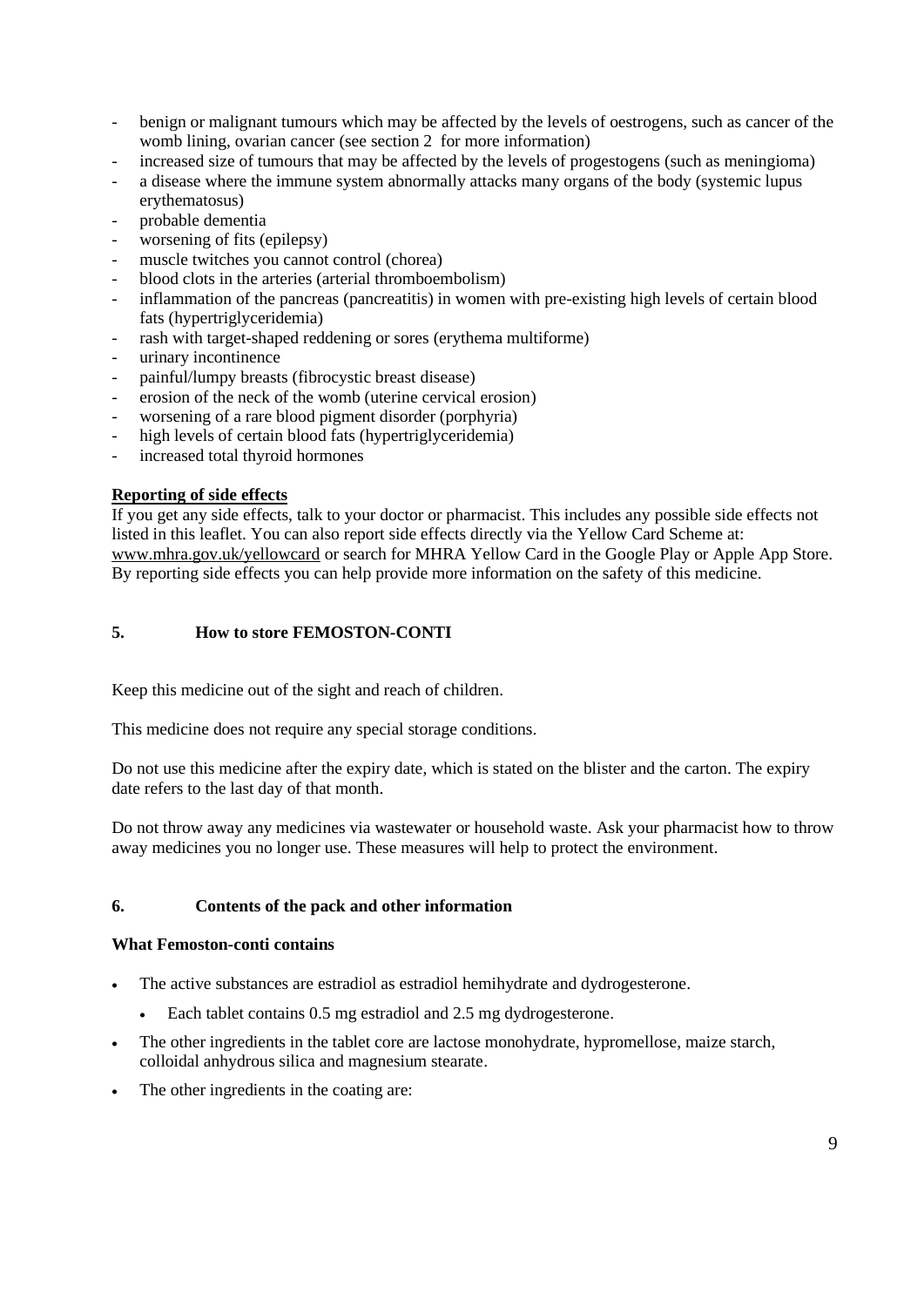- benign or malignant tumours which may be affected by the levels of oestrogens, such as cancer of the womb lining, ovarian cancer (see section 2 for more information)
- increased size of tumours that may be affected by the levels of progestogens (such as meningioma)
- a disease where the immune system abnormally attacks many organs of the body (systemic lupus erythematosus)
- probable dementia
- worsening of fits (epilepsy)
- muscle twitches you cannot control (chorea)
- blood clots in the arteries (arterial thromboembolism)
- inflammation of the pancreas (pancreatitis) in women with pre-existing high levels of certain blood fats (hypertriglyceridemia)
- rash with target-shaped reddening or sores (erythema multiforme)
- urinary incontinence
- painful/lumpy breasts (fibrocystic breast disease)
- erosion of the neck of the womb (uterine cervical erosion)
- worsening of a rare blood pigment disorder (porphyria)
- high levels of certain blood fats (hypertriglyceridemia)
- increased total thyroid hormones

**Reporting of side effects**

If you get any side effects, talk to your doctor or pharmacist. This includes any possible side effects not listed in this leaflet. You can also report side effects directly via the Yellow Card Scheme at: www.mhra.gov.uk/yellowcard or search for MHRA Yellow Card in the Google Play or Apple App Store. By reporting side effects you can help provide more information on the safety of this medicine.

## 5. How to store FEMOSTON-CONTI

Keep this medicine out of the sight and reach of children.

This medicine does not require any special storage conditions.

Do not use this medicine after the expiry date, which is stated on the blister and the carton. The expiry date refers to the last day of that month.

Do not throw away any medicines via wastewater or household waste. Ask your pharmacist how to throw away medicines you no longer use. These measures will help to protect the environment.

## 6. Contents of the pack and other information

**What Femoston-conti contains**

- The active substances are estradiol as estradiol hemihydrate and dydrogesterone.
  - Each tablet contains 0.5 mg estradiol and 2.5 mg dydrogesterone.
- The other ingredients in the tablet core are lactose monohydrate, hypromellose, maize starch, colloidal anhydrous silica and magnesium stearate.
- The other ingredients in the coating are: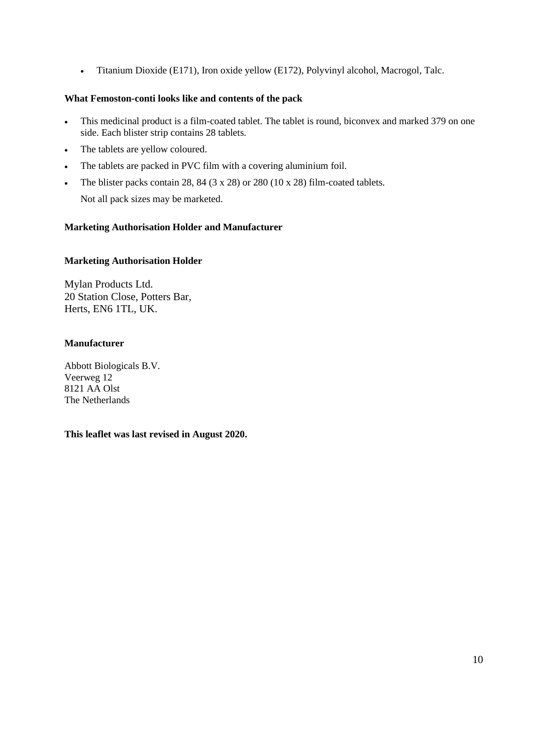- Titanium Dioxide (E171), Iron oxide yellow (E172), Polyvinyl alcohol, Macrogol, Talc.

**What Femoston-conti looks like and contents of the pack**

- This medicinal product is a film-coated tablet. The tablet is round, biconvex and marked 379 on one side. Each blister strip contains 28 tablets.
- The tablets are yellow coloured.
- The tablets are packed in PVC film with a covering aluminium foil.
- The blister packs contain 28, 84 (3 x 28) or 280 (10 x 28) film-coated tablets.

  Not all pack sizes may be marketed.

**Marketing Authorisation Holder and Manufacturer**

**Marketing Authorisation Holder**

Mylan Products Ltd.
20 Station Close, Potters Bar,
Herts, EN6 1TL, UK.

**Manufacturer**

Abbott Biologicals B.V.
Veerweg 12
8121 AA Olst
The Netherlands

**This leaflet was last revised in August 2020.**